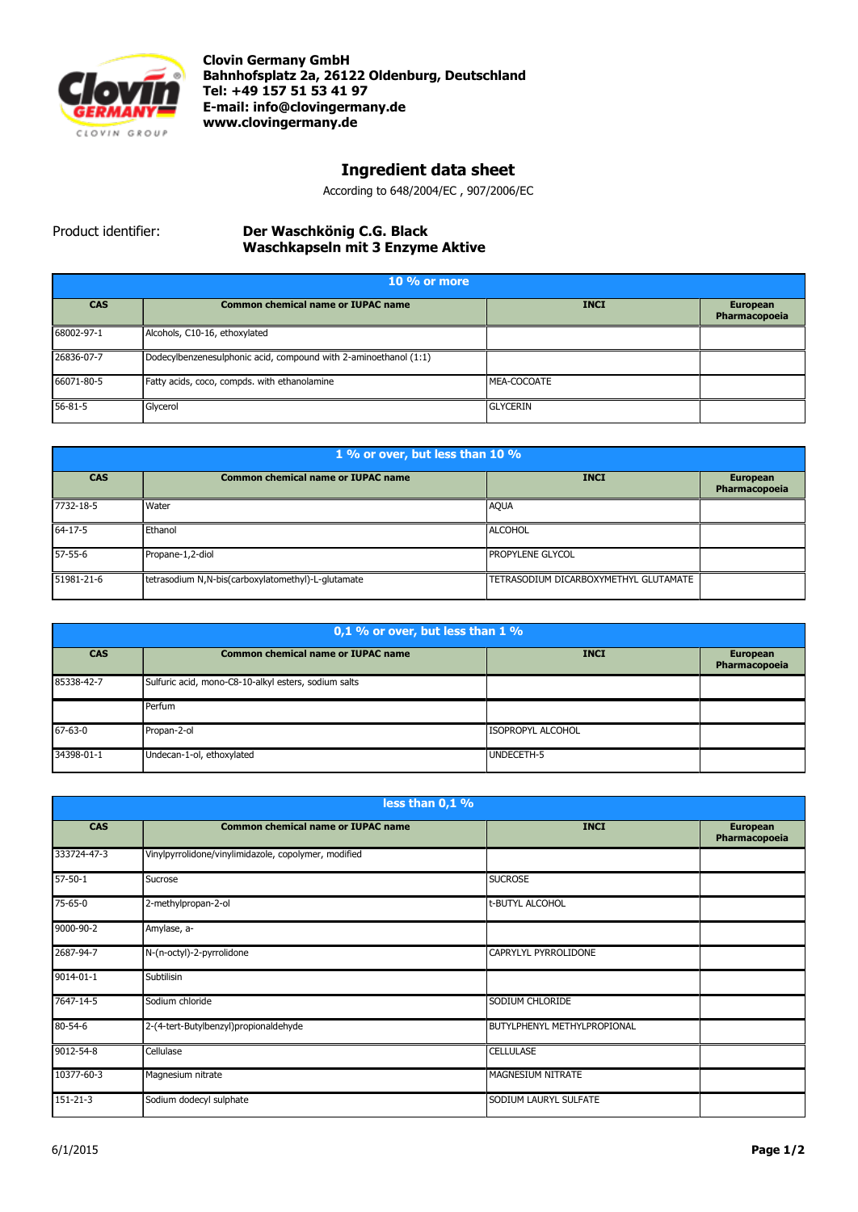**Clovin Germany GmbH**
**Bahnhofsplatz 2a, 26122 Oldenburg, Deutschland**
**Tel: +49 157 51 53 41 97**
**E-mail: info@clovingermany.de**
**www.clovingermany.de**

# Ingredient data sheet

According to 648/2004/EC , 907/2006/EC

Product identifier: **Der Waschkönig C.G. Black Waschkapseln mit 3 Enzyme Aktive**

**10 % or more**

| CAS | Common chemical name or IUPAC name | INCI | European Pharmacopoeia |
|---|---|---|---|
| 68002-97-1 | Alcohols, C10-16, ethoxylated | | |
| 26836-07-7 | Dodecylbenzenesulphonic acid, compound with 2-aminoethanol (1:1) | | |
| 66071-80-5 | Fatty acids, coco, compds. with ethanolamine | MEA-COCOATE | |
| 56-81-5 | Glycerol | GLYCERIN | |

**1 % or over, but less than 10 %**

| CAS | Common chemical name or IUPAC name | INCI | European Pharmacopoeia |
|---|---|---|---|
| 7732-18-5 | Water | AQUA | |
| 64-17-5 | Ethanol | ALCOHOL | |
| 57-55-6 | Propane-1,2-diol | PROPYLENE GLYCOL | |
| 51981-21-6 | tetrasodium N,N-bis(carboxylatomethyl)-L-glutamate | TETRASODIUM DICARBOXYMETHYL GLUTAMATE | |

**0,1 % or over, but less than 1 %**

| CAS | Common chemical name or IUPAC name | INCI | European Pharmacopoeia |
|---|---|---|---|
| 85338-42-7 | Sulfuric acid, mono-C8-10-alkyl esters, sodium salts | | |
| | Perfum | | |
| 67-63-0 | Propan-2-ol | ISOPROPYL ALCOHOL | |
| 34398-01-1 | Undecan-1-ol, ethoxylated | UNDECETH-5 | |

**less than 0,1 %**

| CAS | Common chemical name or IUPAC name | INCI | European Pharmacopoeia |
|---|---|---|---|
| 333724-47-3 | Vinylpyrrolidone/vinylimidazole, copolymer, modified | | |
| 57-50-1 | Sucrose | SUCROSE | |
| 75-65-0 | 2-methylpropan-2-ol | t-BUTYL ALCOHOL | |
| 9000-90-2 | Amylase, a- | | |
| 2687-94-7 | N-(n-octyl)-2-pyrrolidone | CAPRYLYL PYRROLIDONE | |
| 9014-01-1 | Subtilisin | | |
| 7647-14-5 | Sodium chloride | SODIUM CHLORIDE | |
| 80-54-6 | 2-(4-tert-Butylbenzyl)propionaldehyde | BUTYLPHENYL METHYLPROPIONAL | |
| 9012-54-8 | Cellulase | CELLULASE | |
| 10377-60-3 | Magnesium nitrate | MAGNESIUM NITRATE | |
| 151-21-3 | Sodium dodecyl sulphate | SODIUM LAURYL SULFATE | |

6/1/2015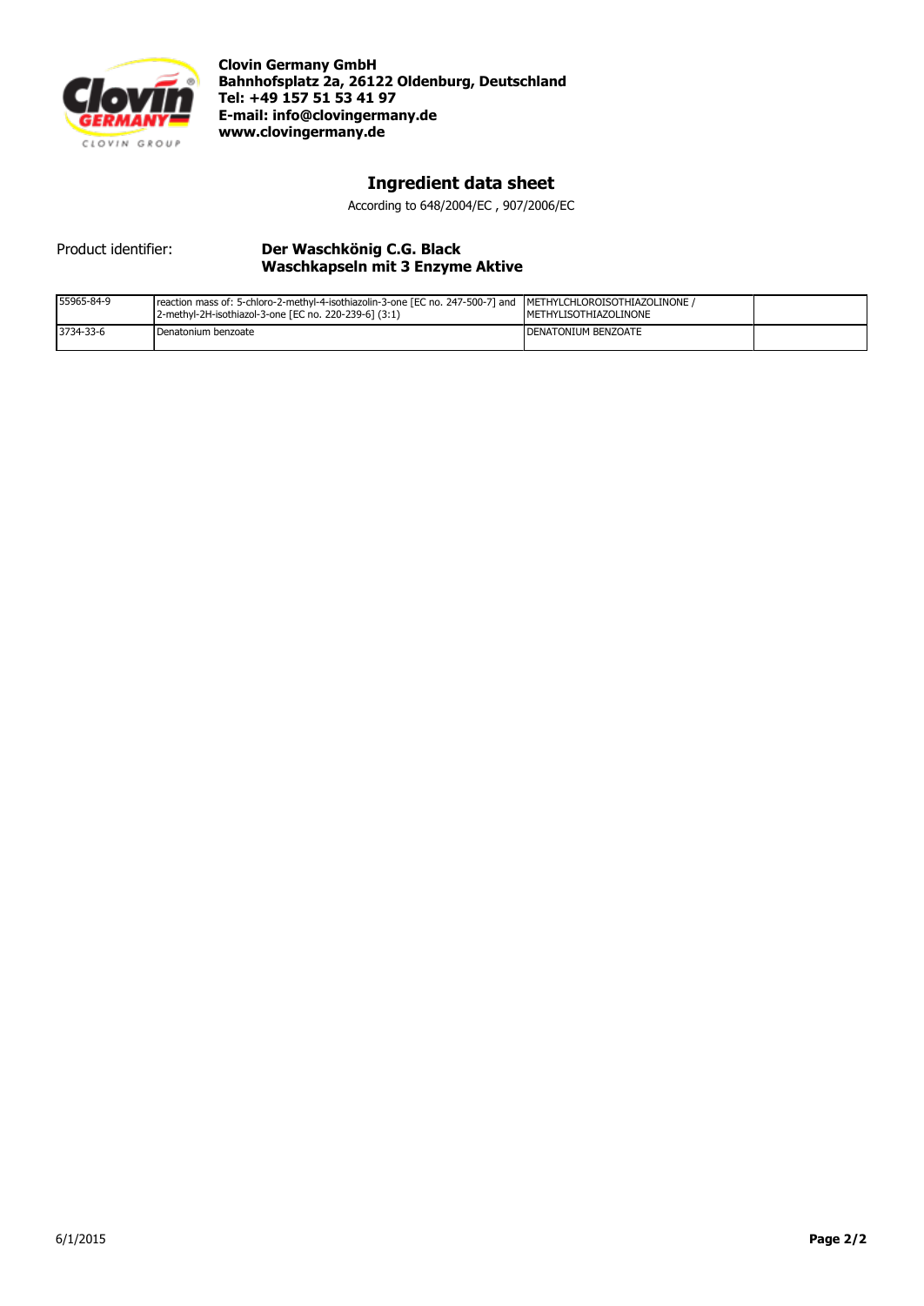**Clovin Germany GmbH**
**Bahnhofsplatz 2a, 26122 Oldenburg, Deutschland**
**Tel: +49 157 51 53 41 97**
**E-mail: info@clovingermany.de**
**www.clovingermany.de**

## Ingredient data sheet

According to 648/2004/EC , 907/2006/EC

Product identifier: **Der Waschkönig C.G. Black Waschkapseln mit 3 Enzyme Aktive**

| | | | |
|---|---|---|---|
| 55965-84-9 | reaction mass of: 5-chloro-2-methyl-4-isothiazolin-3-one [EC no. 247-500-7] and 2-methyl-2H-isothiazol-3-one [EC no. 220-239-6] (3:1) | METHYLCHLOROISOTHIAZOLINONE / METHYLISOTHIAZOLINONE | |
| 3734-33-6 | Denatonium benzoate | DENATONIUM BENZOATE | |

6/1/2015